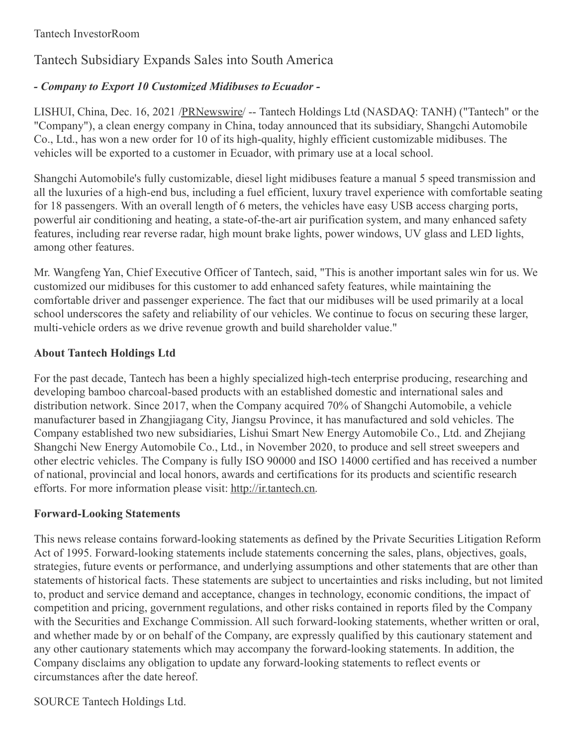Tantech InvestorRoom

# Tantech Subsidiary Expands Sales into South America

## *- Company to Export 10 Customized Midibuses to Ecuador -*

LISHUI, China, Dec. 16, 2021 /PRNewswire/ -- Tantech Holdings Ltd (NASDAQ: TANH) ("Tantech" or the "Company"), a clean energy company in China, today announced that its subsidiary, Shangchi Automobile Co., Ltd., has won a new order for 10 of its high-quality, highly efficient customizable midibuses. The vehicles will be exported to a customer in Ecuador, with primary use at a local school.

Shangchi Automobile's fully customizable, diesel light midibuses feature a manual 5 speed transmission and all the luxuries of a high-end bus, including a fuel efficient, luxury travel experience with comfortable seating for 18 passengers. With an overall length of 6 meters, the vehicles have easy USB access charging ports, powerful air conditioning and heating, a state-of-the-art air purification system, and many enhanced safety features, including rear reverse radar, high mount brake lights, power windows, UV glass and LED lights, among other features.

Mr. Wangfeng Yan, Chief Executive Officer of Tantech, said, "This is another important sales win for us. We customized our midibuses for this customer to add enhanced safety features, while maintaining the comfortable driver and passenger experience. The fact that our midibuses will be used primarily at a local school underscores the safety and reliability of our vehicles. We continue to focus on securing these larger, multi-vehicle orders as we drive revenue growth and build shareholder value."

### About Tantech Holdings Ltd

For the past decade, Tantech has been a highly specialized high-tech enterprise producing, researching and developing bamboo charcoal-based products with an established domestic and international sales and distribution network. Since 2017, when the Company acquired 70% of Shangchi Automobile, a vehicle manufacturer based in Zhangjiagang City, Jiangsu Province, it has manufactured and sold vehicles. The Company established two new subsidiaries, Lishui Smart New Energy Automobile Co., Ltd. and Zhejiang Shangchi New Energy Automobile Co., Ltd., in November 2020, to produce and sell street sweepers and other electric vehicles. The Company is fully ISO 90000 and ISO 14000 certified and has received a number of national, provincial and local honors, awards and certifications for its products and scientific research efforts. For more information please visit: http://ir.tantech.cn.

### Forward-Looking Statements

This news release contains forward-looking statements as defined by the Private Securities Litigation Reform Act of 1995. Forward-looking statements include statements concerning the sales, plans, objectives, goals, strategies, future events or performance, and underlying assumptions and other statements that are other than statements of historical facts. These statements are subject to uncertainties and risks including, but not limited to, product and service demand and acceptance, changes in technology, economic conditions, the impact of competition and pricing, government regulations, and other risks contained in reports filed by the Company with the Securities and Exchange Commission. All such forward-looking statements, whether written or oral, and whether made by or on behalf of the Company, are expressly qualified by this cautionary statement and any other cautionary statements which may accompany the forward-looking statements. In addition, the Company disclaims any obligation to update any forward-looking statements to reflect events or circumstances after the date hereof.

SOURCE Tantech Holdings Ltd.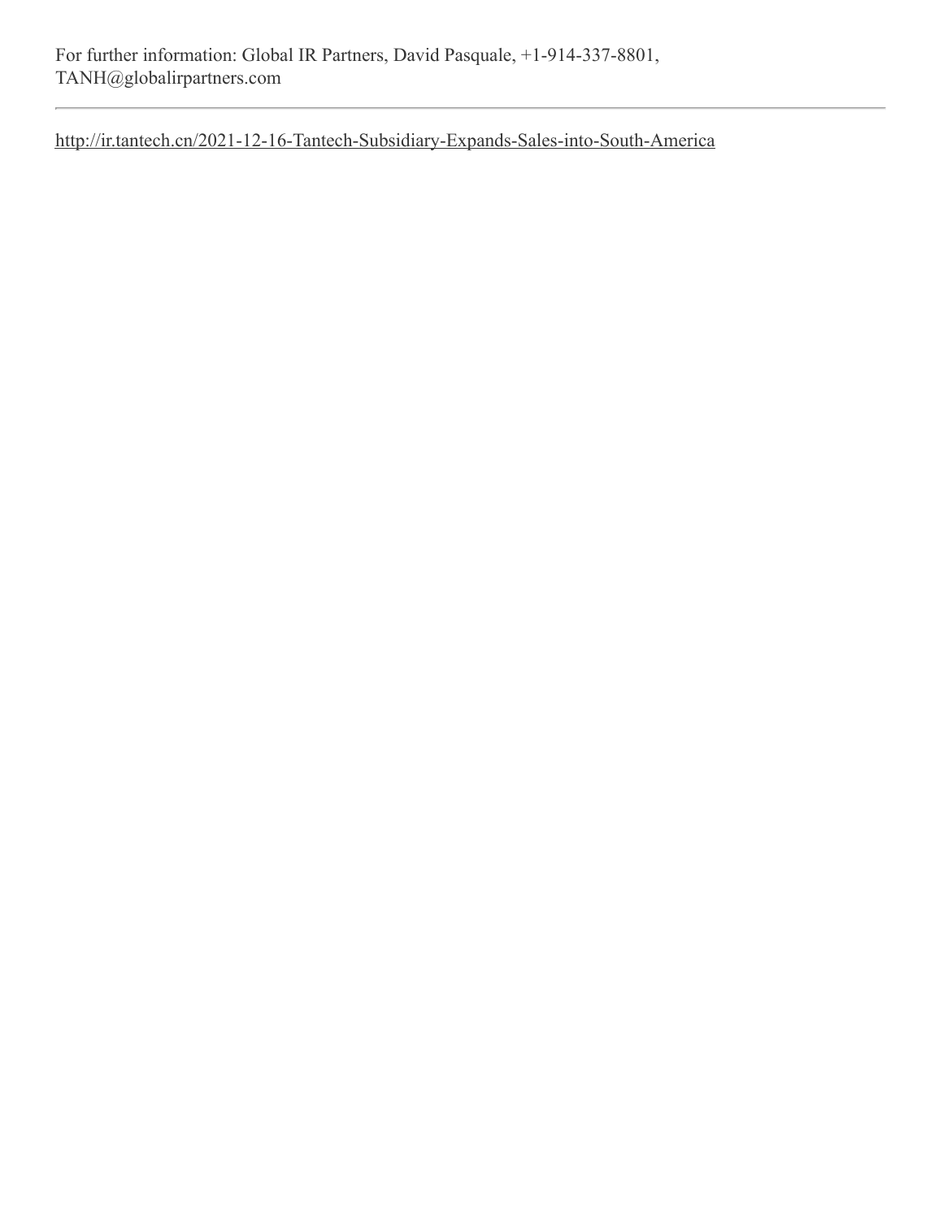For further information: Global IR Partners, David Pasquale, +1-914-337-8801, TANH@globalirpartners.com

---

http://ir.tantech.cn/2021-12-16-Tantech-Subsidiary-Expands-Sales-into-South-America